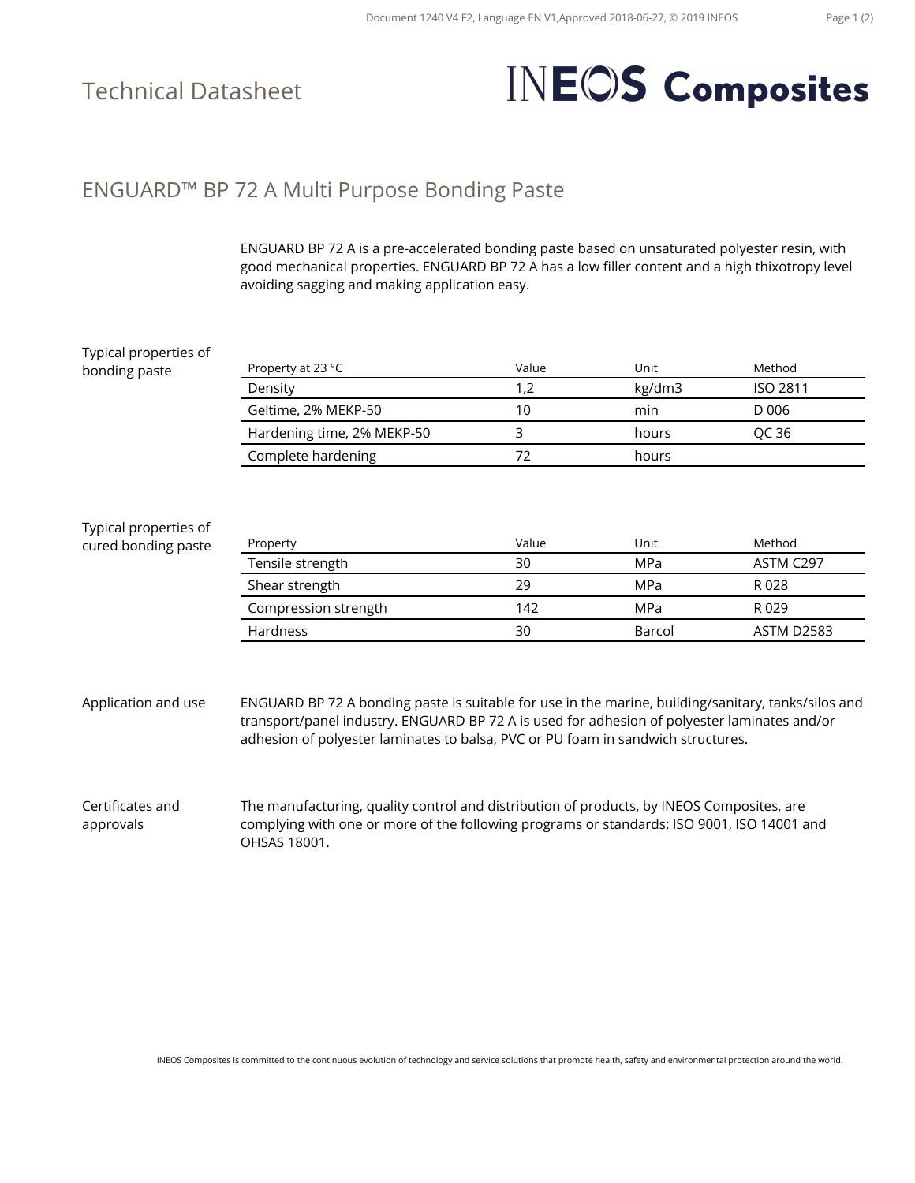# Technical Datasheet

**INEOS Composites**

## ENGUARD™ BP 72 A Multi Purpose Bonding Paste

ENGUARD BP 72 A is a pre-accelerated bonding paste based on unsaturated polyester resin, with good mechanical properties. ENGUARD BP 72 A has a low filler content and a high thixotropy level avoiding sagging and making application easy.

### Typical properties of bonding paste

| Property at 23 °C | Value | Unit | Method |
|---|---|---|---|
| Density | 1,2 | kg/dm3 | ISO 2811 |
| Geltime, 2% MEKP-50 | 10 | min | D 006 |
| Hardening time, 2% MEKP-50 | 3 | hours | QC 36 |
| Complete hardening | 72 | hours | |

### Typical properties of cured bonding paste

| Property | Value | Unit | Method |
|---|---|---|---|
| Tensile strength | 30 | MPa | ASTM C297 |
| Shear strength | 29 | MPa | R 028 |
| Compression strength | 142 | MPa | R 029 |
| Hardness | 30 | Barcol | ASTM D2583 |

### Application and use

ENGUARD BP 72 A bonding paste is suitable for use in the marine, building/sanitary, tanks/silos and transport/panel industry. ENGUARD BP 72 A is used for adhesion of polyester laminates and/or adhesion of polyester laminates to balsa, PVC or PU foam in sandwich structures.

### Certificates and approvals

The manufacturing, quality control and distribution of products, by INEOS Composites, are complying with one or more of the following programs or standards: ISO 9001, ISO 14001 and OHSAS 18001.

INEOS Composites is committed to the continuous evolution of technology and service solutions that promote health, safety and environmental protection around the world.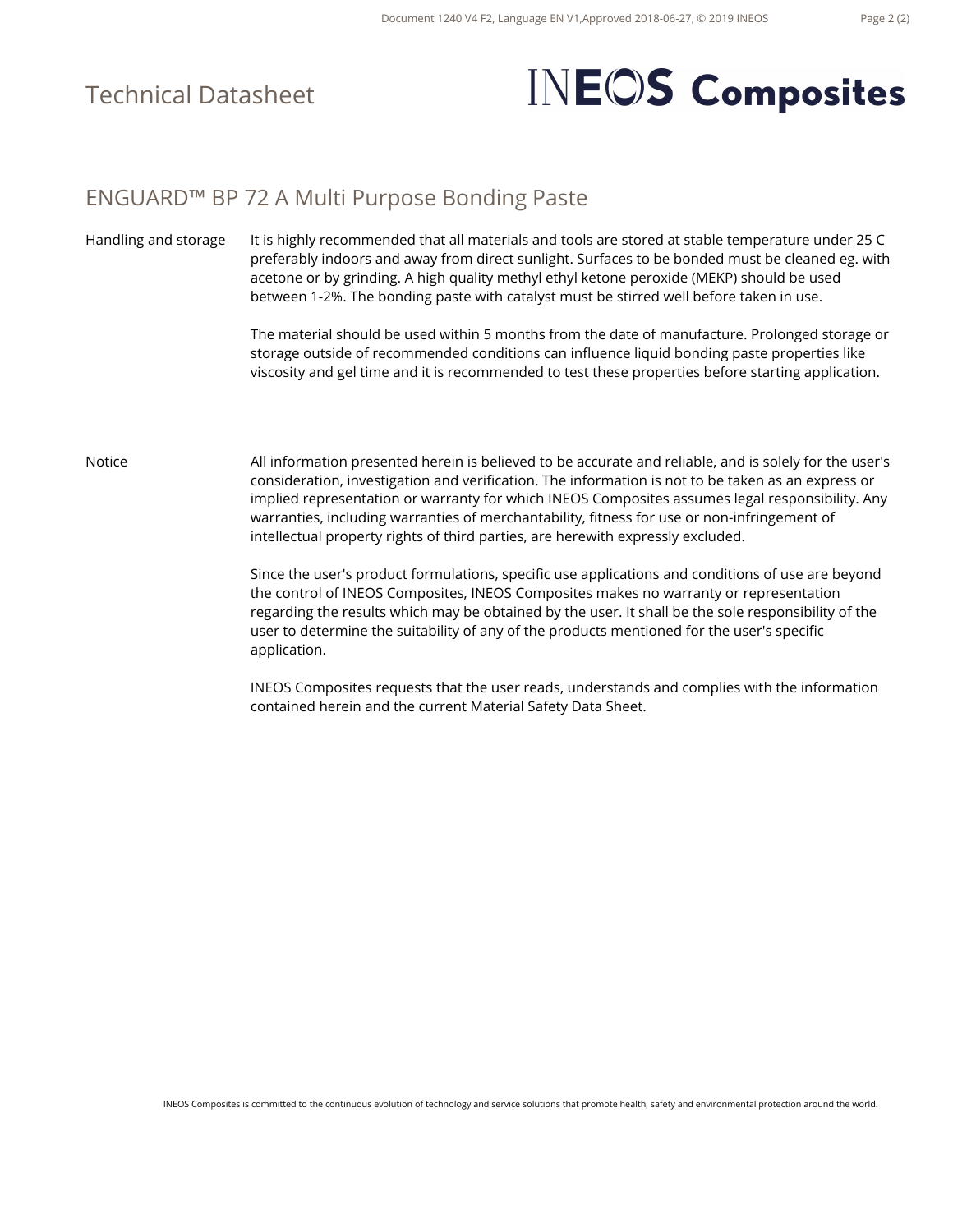# ENGUARD™ BP 72 A Multi Purpose Bonding Paste

**Handling and storage**

It is highly recommended that all materials and tools are stored at stable temperature under 25 C preferably indoors and away from direct sunlight. Surfaces to be bonded must be cleaned eg. with acetone or by grinding. A high quality methyl ethyl ketone peroxide (MEKP) should be used between 1-2%. The bonding paste with catalyst must be stirred well before taken in use.

The material should be used within 5 months from the date of manufacture. Prolonged storage or storage outside of recommended conditions can influence liquid bonding paste properties like viscosity and gel time and it is recommended to test these properties before starting application.

**Notice**

All information presented herein is believed to be accurate and reliable, and is solely for the user's consideration, investigation and verification. The information is not to be taken as an express or implied representation or warranty for which INEOS Composites assumes legal responsibility. Any warranties, including warranties of merchantability, fitness for use or non-infringement of intellectual property rights of third parties, are herewith expressly excluded.

Since the user's product formulations, specific use applications and conditions of use are beyond the control of INEOS Composites, INEOS Composites makes no warranty or representation regarding the results which may be obtained by the user. It shall be the sole responsibility of the user to determine the suitability of any of the products mentioned for the user's specific application.

INEOS Composites requests that the user reads, understands and complies with the information contained herein and the current Material Safety Data Sheet.